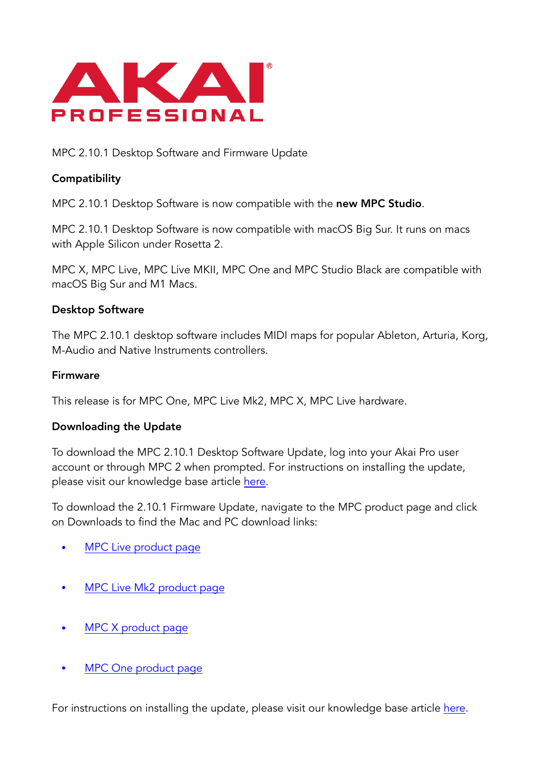AKAI PROFESSIONAL

MPC 2.10.1 Desktop Software and Firmware Update

**Compatibility**

MPC 2.10.1 Desktop Software is now compatible with the **new MPC Studio**.

MPC 2.10.1 Desktop Software is now compatible with macOS Big Sur. It runs on macs with Apple Silicon under Rosetta 2.

MPC X, MPC Live, MPC Live MKII, MPC One and MPC Studio Black are compatible with macOS Big Sur and M1 Macs.

**Desktop Software**

The MPC 2.10.1 desktop software includes MIDI maps for popular Ableton, Arturia, Korg, M-Audio and Native Instruments controllers.

**Firmware**

This release is for MPC One, MPC Live Mk2, MPC X, MPC Live hardware.

**Downloading the Update**

To download the MPC 2.10.1 Desktop Software Update, log into your Akai Pro user account or through MPC 2 when prompted. For instructions on installing the update, please visit our knowledge base article here.

To download the 2.10.1 Firmware Update, navigate to the MPC product page and click on Downloads to find the Mac and PC download links:

- MPC Live product page
- MPC Live Mk2 product page
- MPC X product page
- MPC One product page

For instructions on installing the update, please visit our knowledge base article here.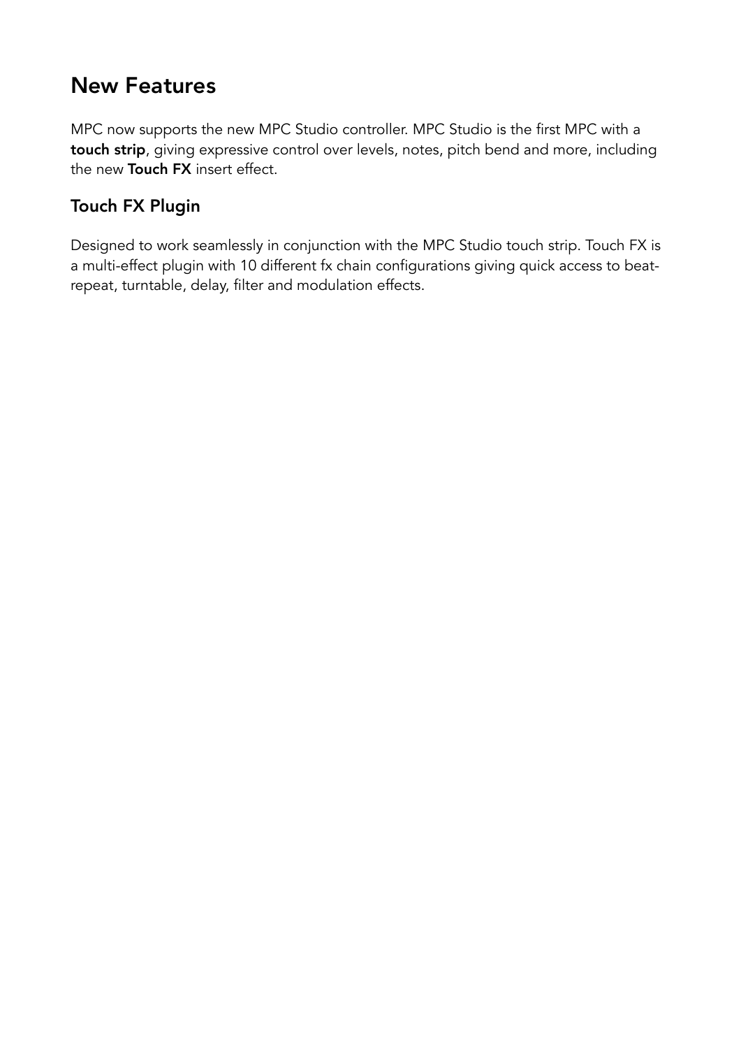## New Features

MPC now supports the new MPC Studio controller. MPC Studio is the first MPC with a **touch strip**, giving expressive control over levels, notes, pitch bend and more, including the new **Touch FX** insert effect.

### Touch FX Plugin

Designed to work seamlessly in conjunction with the MPC Studio touch strip. Touch FX is a multi-effect plugin with 10 different fx chain configurations giving quick access to beat-repeat, turntable, delay, filter and modulation effects.